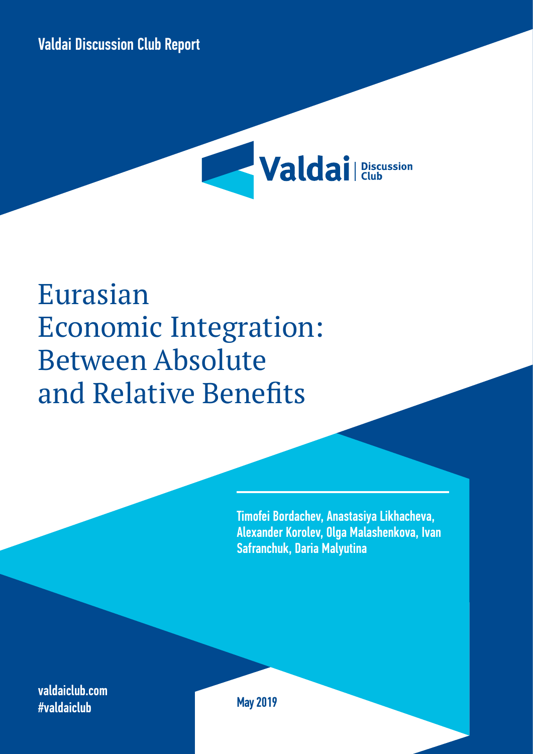Valdai Discussion Club Report

Valdai Discussion Club

# Eurasian Economic Integration: Between Absolute and Relative Benefits

**Timofei Bordachev, Anastasiya Likhacheva, Alexander Korolev, Olga Malashenkova, Ivan Safranchuk, Daria Malyutina**

valdaiclub.com
#valdaiclub

May 2019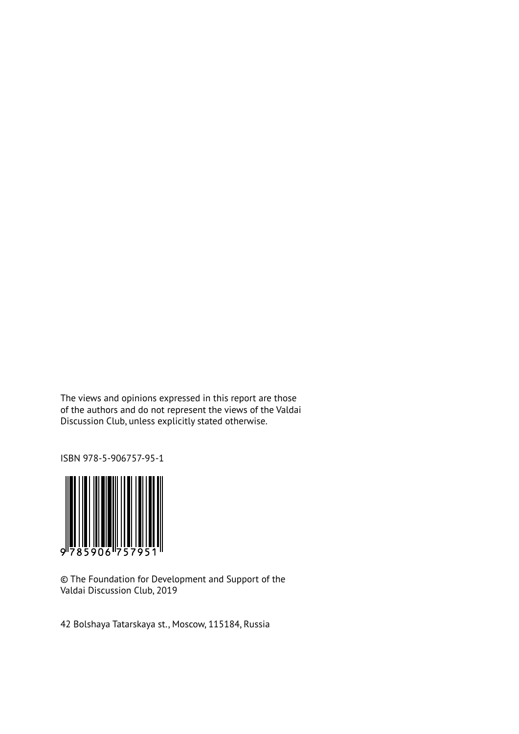The views and opinions expressed in this report are those of the authors and do not represent the views of the Valdai Discussion Club, unless explicitly stated otherwise.

ISBN 978-5-906757-95-1

9 785906 757951

© The Foundation for Development and Support of the Valdai Discussion Club, 2019

42 Bolshaya Tatarskaya st., Moscow, 115184, Russia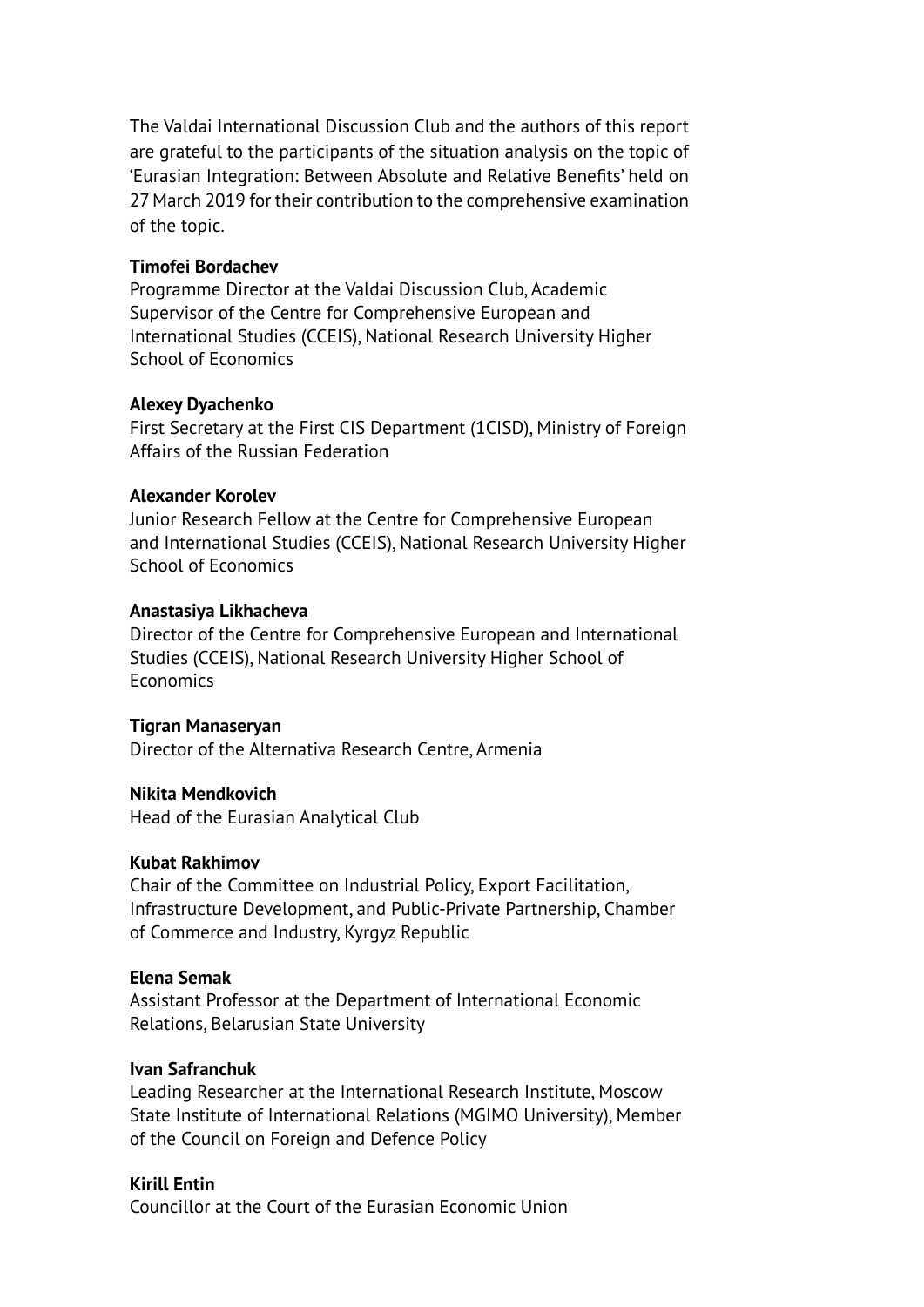The Valdai International Discussion Club and the authors of this report are grateful to the participants of the situation analysis on the topic of 'Eurasian Integration: Between Absolute and Relative Benefits' held on 27 March 2019 for their contribution to the comprehensive examination of the topic.

**Timofei Bordachev**
Programme Director at the Valdai Discussion Club, Academic Supervisor of the Centre for Comprehensive European and International Studies (CCEIS), National Research University Higher School of Economics

**Alexey Dyachenko**
First Secretary at the First CIS Department (1CISD), Ministry of Foreign Affairs of the Russian Federation

**Alexander Korolev**
Junior Research Fellow at the Centre for Comprehensive European and International Studies (CCEIS), National Research University Higher School of Economics

**Anastasiya Likhacheva**
Director of the Centre for Comprehensive European and International Studies (CCEIS), National Research University Higher School of Economics

**Tigran Manaseryan**
Director of the Alternativa Research Centre, Armenia

**Nikita Mendkovich**
Head of the Eurasian Analytical Club

**Kubat Rakhimov**
Chair of the Committee on Industrial Policy, Export Facilitation, Infrastructure Development, and Public-Private Partnership, Chamber of Commerce and Industry, Kyrgyz Republic

**Elena Semak**
Assistant Professor at the Department of International Economic Relations, Belarusian State University

**Ivan Safranchuk**
Leading Researcher at the International Research Institute, Moscow State Institute of International Relations (MGIMO University), Member of the Council on Foreign and Defence Policy

**Kirill Entin**
Councillor at the Court of the Eurasian Economic Union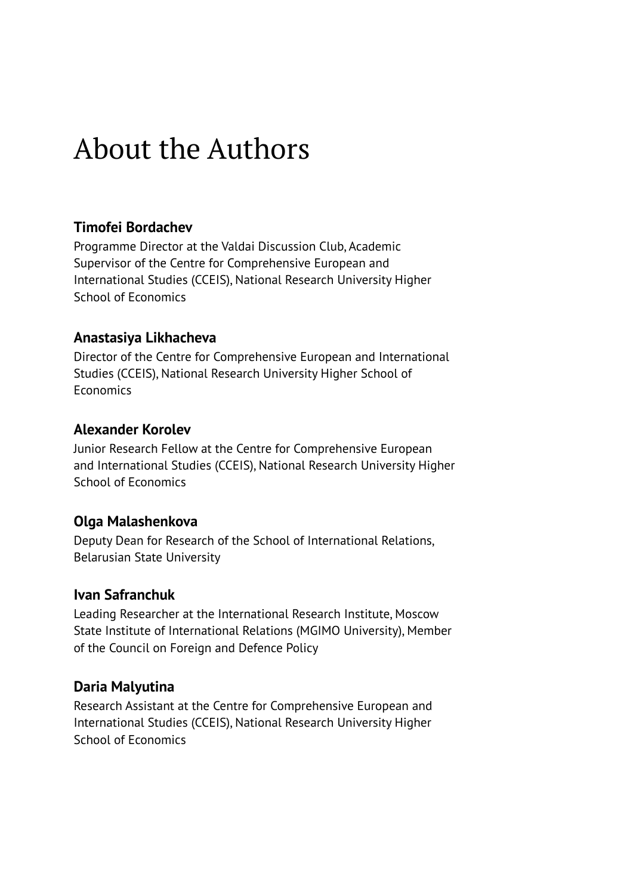# About the Authors

**Timofei Bordachev**

Programme Director at the Valdai Discussion Club, Academic Supervisor of the Centre for Comprehensive European and International Studies (CCEIS), National Research University Higher School of Economics

**Anastasiya Likhacheva**

Director of the Centre for Comprehensive European and International Studies (CCEIS), National Research University Higher School of Economics

**Alexander Korolev**

Junior Research Fellow at the Centre for Comprehensive European and International Studies (CCEIS), National Research University Higher School of Economics

**Olga Malashenkova**

Deputy Dean for Research of the School of International Relations, Belarusian State University

**Ivan Safranchuk**

Leading Researcher at the International Research Institute, Moscow State Institute of International Relations (MGIMO University), Member of the Council on Foreign and Defence Policy

**Daria Malyutina**

Research Assistant at the Centre for Comprehensive European and International Studies (CCEIS), National Research University Higher School of Economics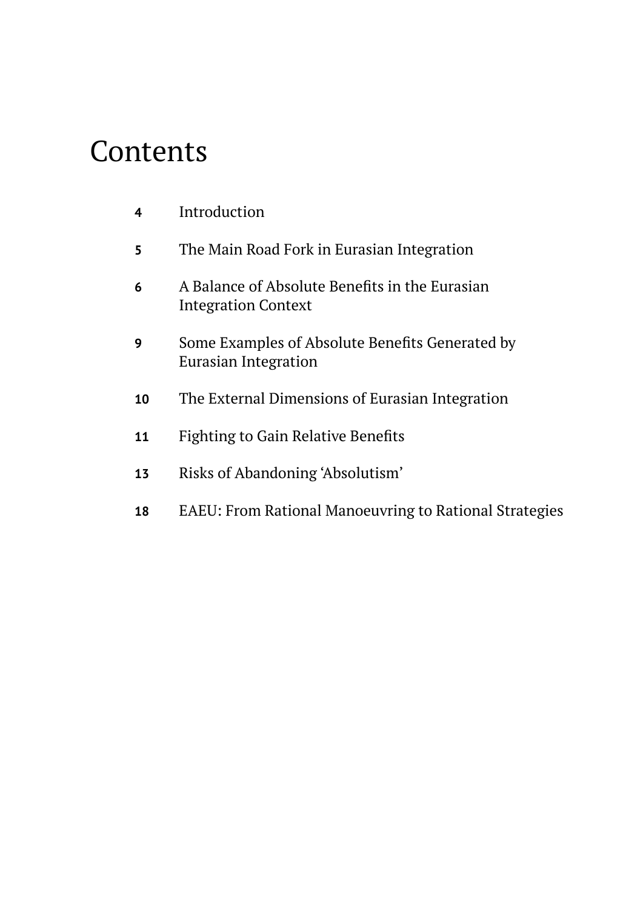# Contents

| | |
|---|---|
| 4 | Introduction |
| 5 | The Main Road Fork in Eurasian Integration |
| 6 | A Balance of Absolute Benefits in the Eurasian Integration Context |
| 9 | Some Examples of Absolute Benefits Generated by Eurasian Integration |
| 10 | The External Dimensions of Eurasian Integration |
| 11 | Fighting to Gain Relative Benefits |
| 13 | Risks of Abandoning 'Absolutism' |
| 18 | EAEU: From Rational Manoeuvring to Rational Strategies |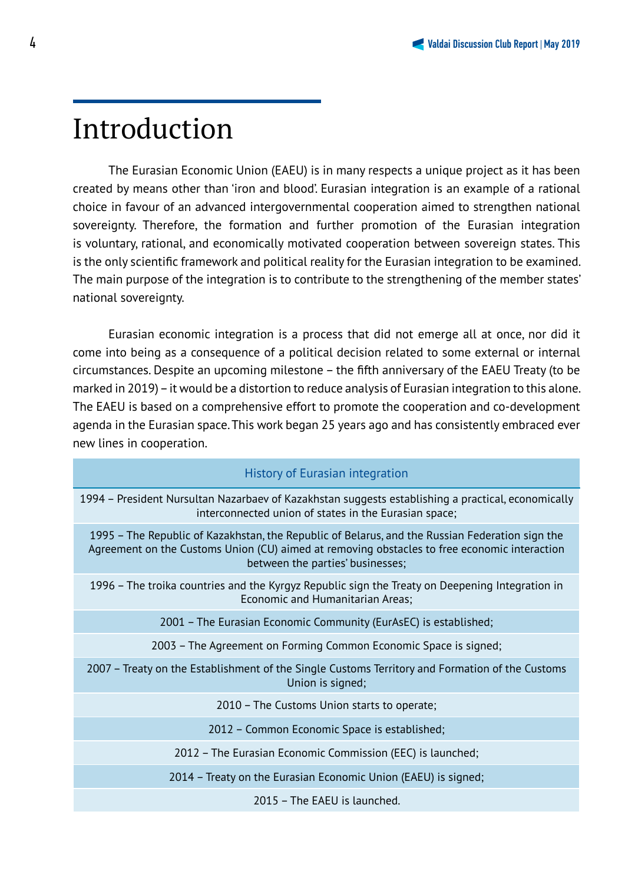# Introduction

The Eurasian Economic Union (EAEU) is in many respects a unique project as it has been created by means other than 'iron and blood'. Eurasian integration is an example of a rational choice in favour of an advanced intergovernmental cooperation aimed to strengthen national sovereignty. Therefore, the formation and further promotion of the Eurasian integration is voluntary, rational, and economically motivated cooperation between sovereign states. This is the only scientific framework and political reality for the Eurasian integration to be examined. The main purpose of the integration is to contribute to the strengthening of the member states' national sovereignty.

Eurasian economic integration is a process that did not emerge all at once, nor did it come into being as a consequence of a political decision related to some external or internal circumstances. Despite an upcoming milestone – the fifth anniversary of the EAEU Treaty (to be marked in 2019) – it would be a distortion to reduce analysis of Eurasian integration to this alone. The EAEU is based on a comprehensive effort to promote the cooperation and co-development agenda in the Eurasian space. This work began 25 years ago and has consistently embraced ever new lines in cooperation.

| History of Eurasian integration |
| --- |
| 1994 – President Nursultan Nazarbaev of Kazakhstan suggests establishing a practical, economically interconnected union of states in the Eurasian space; |
| 1995 – The Republic of Kazakhstan, the Republic of Belarus, and the Russian Federation sign the Agreement on the Customs Union (CU) aimed at removing obstacles to free economic interaction between the parties' businesses; |
| 1996 – The troika countries and the Kyrgyz Republic sign the Treaty on Deepening Integration in Economic and Humanitarian Areas; |
| 2001 – The Eurasian Economic Community (EurAsEC) is established; |
| 2003 – The Agreement on Forming Common Economic Space is signed; |
| 2007 – Treaty on the Establishment of the Single Customs Territory and Formation of the Customs Union is signed; |
| 2010 – The Customs Union starts to operate; |
| 2012 – Common Economic Space is established; |
| 2012 – The Eurasian Economic Commission (EEC) is launched; |
| 2014 – Treaty on the Eurasian Economic Union (EAEU) is signed; |
| 2015 – The EAEU is launched. |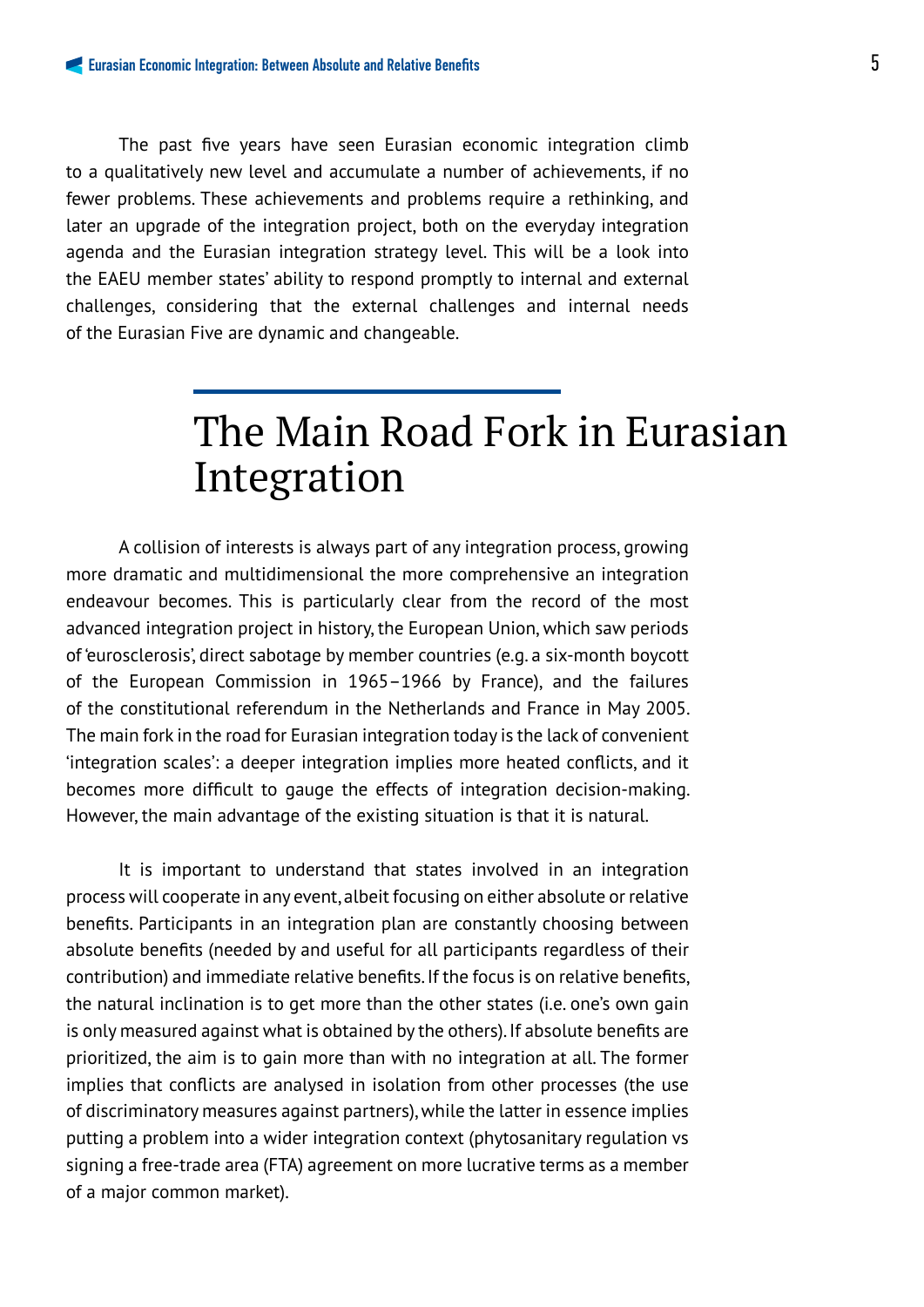The past five years have seen Eurasian economic integration climb to a qualitatively new level and accumulate a number of achievements, if no fewer problems. These achievements and problems require a rethinking, and later an upgrade of the integration project, both on the everyday integration agenda and the Eurasian integration strategy level. This will be a look into the EAEU member states' ability to respond promptly to internal and external challenges, considering that the external challenges and internal needs of the Eurasian Five are dynamic and changeable.

# The Main Road Fork in Eurasian Integration

A collision of interests is always part of any integration process, growing more dramatic and multidimensional the more comprehensive an integration endeavour becomes. This is particularly clear from the record of the most advanced integration project in history, the European Union, which saw periods of 'eurosclerosis', direct sabotage by member countries (e.g. a six-month boycott of the European Commission in 1965–1966 by France), and the failures of the constitutional referendum in the Netherlands and France in May 2005. The main fork in the road for Eurasian integration today is the lack of convenient 'integration scales': a deeper integration implies more heated conflicts, and it becomes more difficult to gauge the effects of integration decision-making. However, the main advantage of the existing situation is that it is natural.

It is important to understand that states involved in an integration process will cooperate in any event, albeit focusing on either absolute or relative benefits. Participants in an integration plan are constantly choosing between absolute benefits (needed by and useful for all participants regardless of their contribution) and immediate relative benefits. If the focus is on relative benefits, the natural inclination is to get more than the other states (i.e. one's own gain is only measured against what is obtained by the others). If absolute benefits are prioritized, the aim is to gain more than with no integration at all. The former implies that conflicts are analysed in isolation from other processes (the use of discriminatory measures against partners), while the latter in essence implies putting a problem into a wider integration context (phytosanitary regulation vs signing a free-trade area (FTA) agreement on more lucrative terms as a member of a major common market).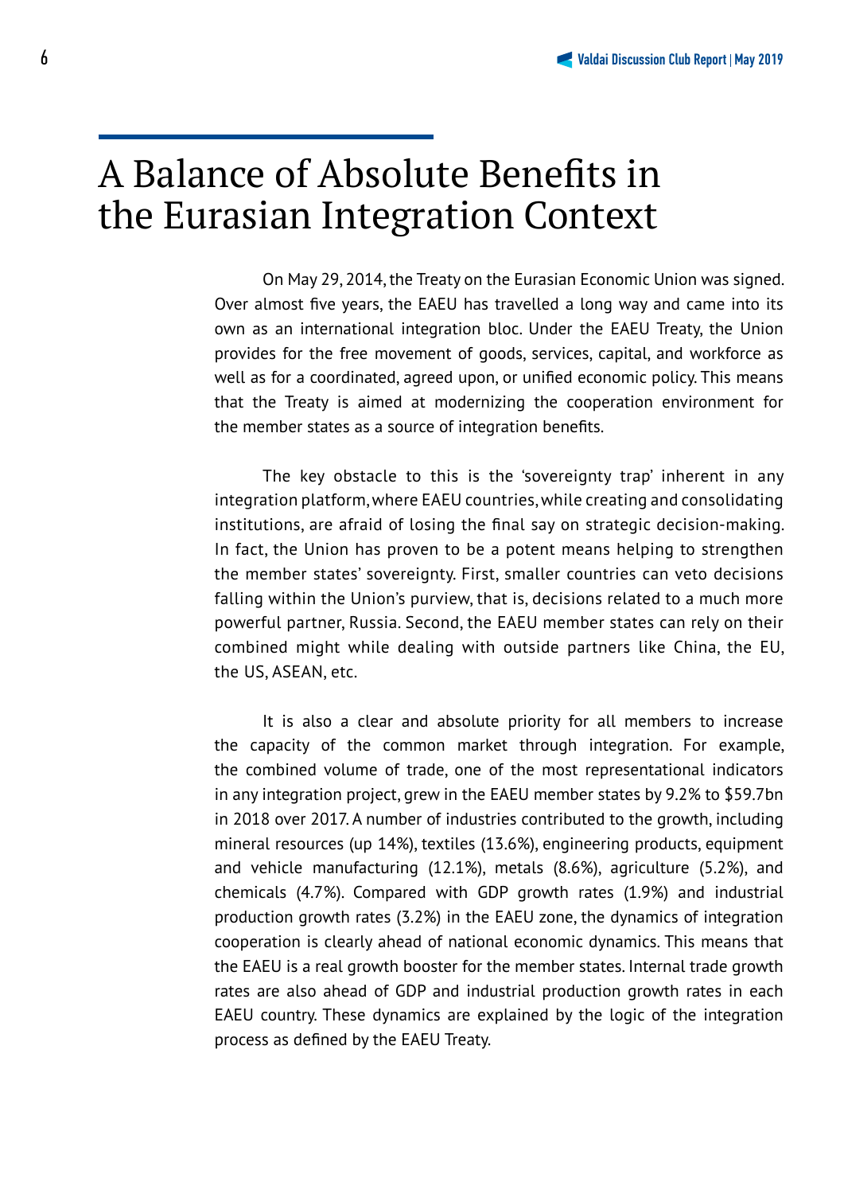# A Balance of Absolute Benefits in the Eurasian Integration Context

On May 29, 2014, the Treaty on the Eurasian Economic Union was signed. Over almost five years, the EAEU has travelled a long way and came into its own as an international integration bloc. Under the EAEU Treaty, the Union provides for the free movement of goods, services, capital, and workforce as well as for a coordinated, agreed upon, or unified economic policy. This means that the Treaty is aimed at modernizing the cooperation environment for the member states as a source of integration benefits.

The key obstacle to this is the 'sovereignty trap' inherent in any integration platform, where EAEU countries, while creating and consolidating institutions, are afraid of losing the final say on strategic decision-making. In fact, the Union has proven to be a potent means helping to strengthen the member states' sovereignty. First, smaller countries can veto decisions falling within the Union's purview, that is, decisions related to a much more powerful partner, Russia. Second, the EAEU member states can rely on their combined might while dealing with outside partners like China, the EU, the US, ASEAN, etc.

It is also a clear and absolute priority for all members to increase the capacity of the common market through integration. For example, the combined volume of trade, one of the most representational indicators in any integration project, grew in the EAEU member states by 9.2% to $59.7bn in 2018 over 2017. A number of industries contributed to the growth, including mineral resources (up 14%), textiles (13.6%), engineering products, equipment and vehicle manufacturing (12.1%), metals (8.6%), agriculture (5.2%), and chemicals (4.7%). Compared with GDP growth rates (1.9%) and industrial production growth rates (3.2%) in the EAEU zone, the dynamics of integration cooperation is clearly ahead of national economic dynamics. This means that the EAEU is a real growth booster for the member states. Internal trade growth rates are also ahead of GDP and industrial production growth rates in each EAEU country. These dynamics are explained by the logic of the integration process as defined by the EAEU Treaty.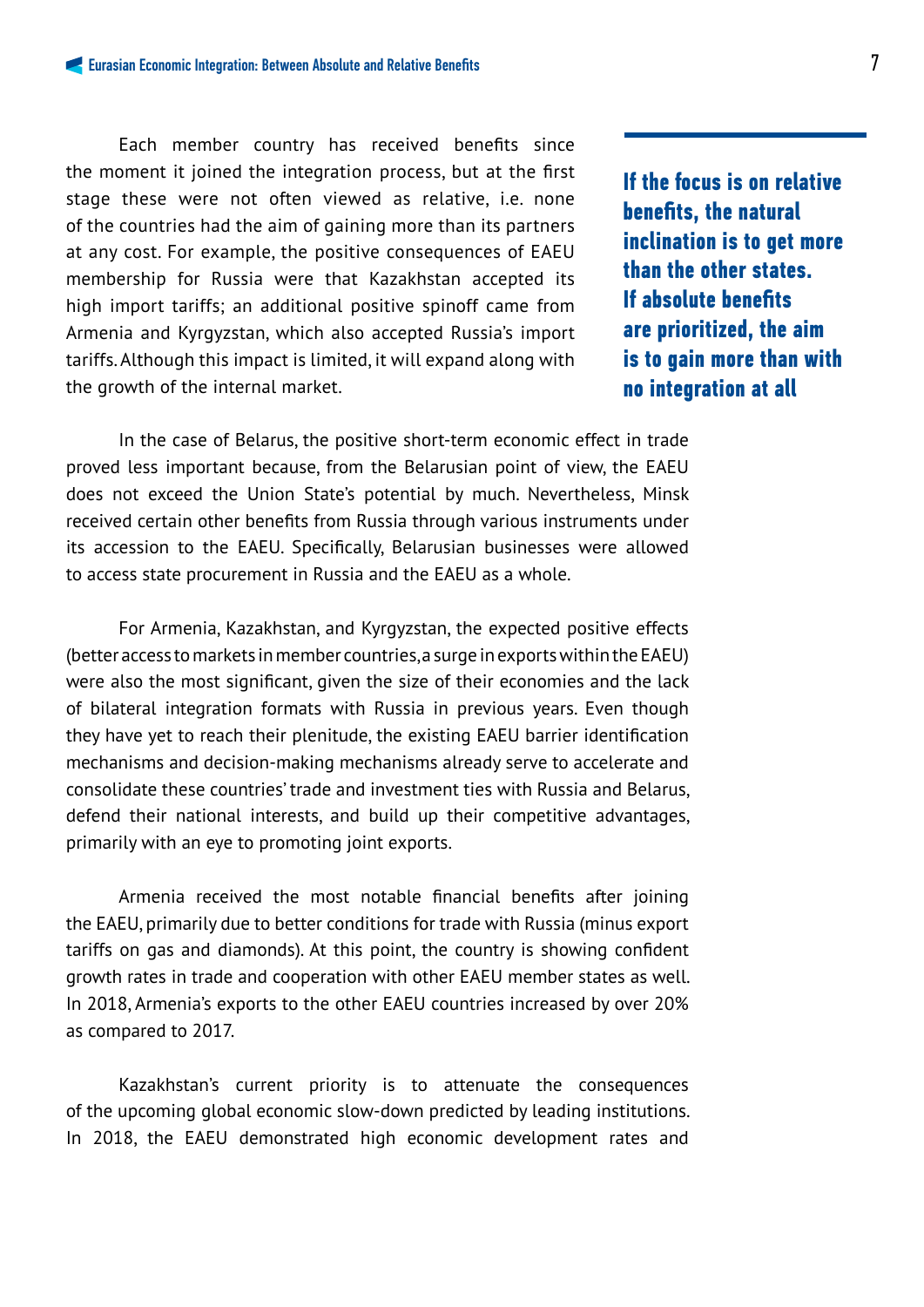Each member country has received benefits since the moment it joined the integration process, but at the first stage these were not often viewed as relative, i.e. none of the countries had the aim of gaining more than its partners at any cost. For example, the positive consequences of EAEU membership for Russia were that Kazakhstan accepted its high import tariffs; an additional positive spinoff came from Armenia and Kyrgyzstan, which also accepted Russia's import tariffs. Although this impact is limited, it will expand along with the growth of the internal market.

**If the focus is on relative benefits, the natural inclination is to get more than the other states. If absolute benefits are prioritized, the aim is to gain more than with no integration at all**

In the case of Belarus, the positive short-term economic effect in trade proved less important because, from the Belarusian point of view, the EAEU does not exceed the Union State's potential by much. Nevertheless, Minsk received certain other benefits from Russia through various instruments under its accession to the EAEU. Specifically, Belarusian businesses were allowed to access state procurement in Russia and the EAEU as a whole.

For Armenia, Kazakhstan, and Kyrgyzstan, the expected positive effects (better access to markets in member countries, a surge in exports within the EAEU) were also the most significant, given the size of their economies and the lack of bilateral integration formats with Russia in previous years. Even though they have yet to reach their plenitude, the existing EAEU barrier identification mechanisms and decision-making mechanisms already serve to accelerate and consolidate these countries' trade and investment ties with Russia and Belarus, defend their national interests, and build up their competitive advantages, primarily with an eye to promoting joint exports.

Armenia received the most notable financial benefits after joining the EAEU, primarily due to better conditions for trade with Russia (minus export tariffs on gas and diamonds). At this point, the country is showing confident growth rates in trade and cooperation with other EAEU member states as well. In 2018, Armenia's exports to the other EAEU countries increased by over 20% as compared to 2017.

Kazakhstan's current priority is to attenuate the consequences of the upcoming global economic slow-down predicted by leading institutions. In 2018, the EAEU demonstrated high economic development rates and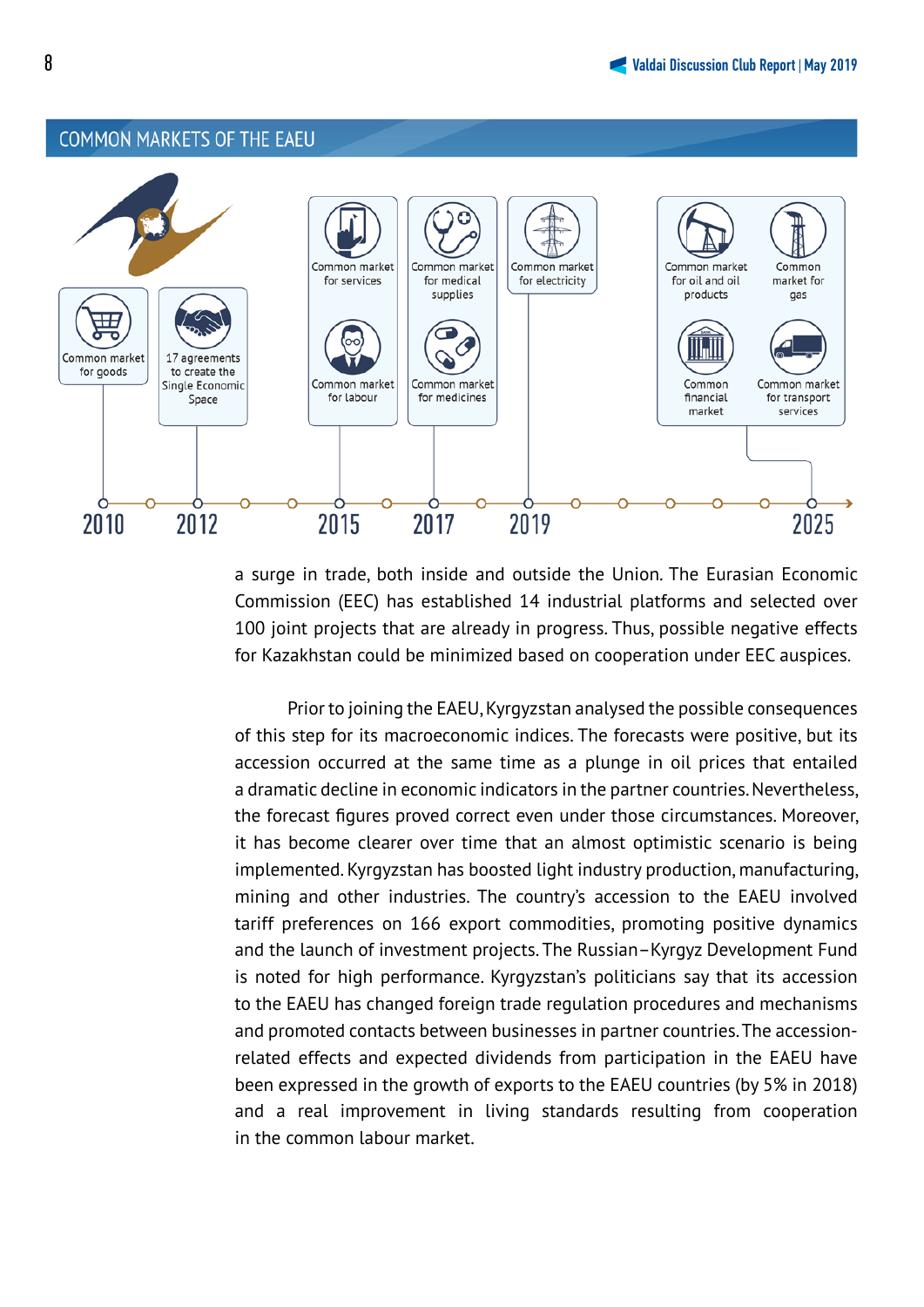## COMMON MARKETS OF THE EAEU

- 2010: Common market for goods
- 2012: 17 agreements to create the Single Economic Space
- 2015: Common market for services; Common market for labour
- 2017: Common market for medical supplies; Common market for medicines
- 2019: Common market for electricity
- 2025: Common market for oil and oil products; Common market for gas; Common financial market; Common market for transport services

a surge in trade, both inside and outside the Union. The Eurasian Economic Commission (EEC) has established 14 industrial platforms and selected over 100 joint projects that are already in progress. Thus, possible negative effects for Kazakhstan could be minimized based on cooperation under EEC auspices.

Prior to joining the EAEU, Kyrgyzstan analysed the possible consequences of this step for its macroeconomic indices. The forecasts were positive, but its accession occurred at the same time as a plunge in oil prices that entailed a dramatic decline in economic indicators in the partner countries. Nevertheless, the forecast figures proved correct even under those circumstances. Moreover, it has become clearer over time that an almost optimistic scenario is being implemented. Kyrgyzstan has boosted light industry production, manufacturing, mining and other industries. The country's accession to the EAEU involved tariff preferences on 166 export commodities, promoting positive dynamics and the launch of investment projects. The Russian–Kyrgyz Development Fund is noted for high performance. Kyrgyzstan's politicians say that its accession to the EAEU has changed foreign trade regulation procedures and mechanisms and promoted contacts between businesses in partner countries. The accession-related effects and expected dividends from participation in the EAEU have been expressed in the growth of exports to the EAEU countries (by 5% in 2018) and a real improvement in living standards resulting from cooperation in the common labour market.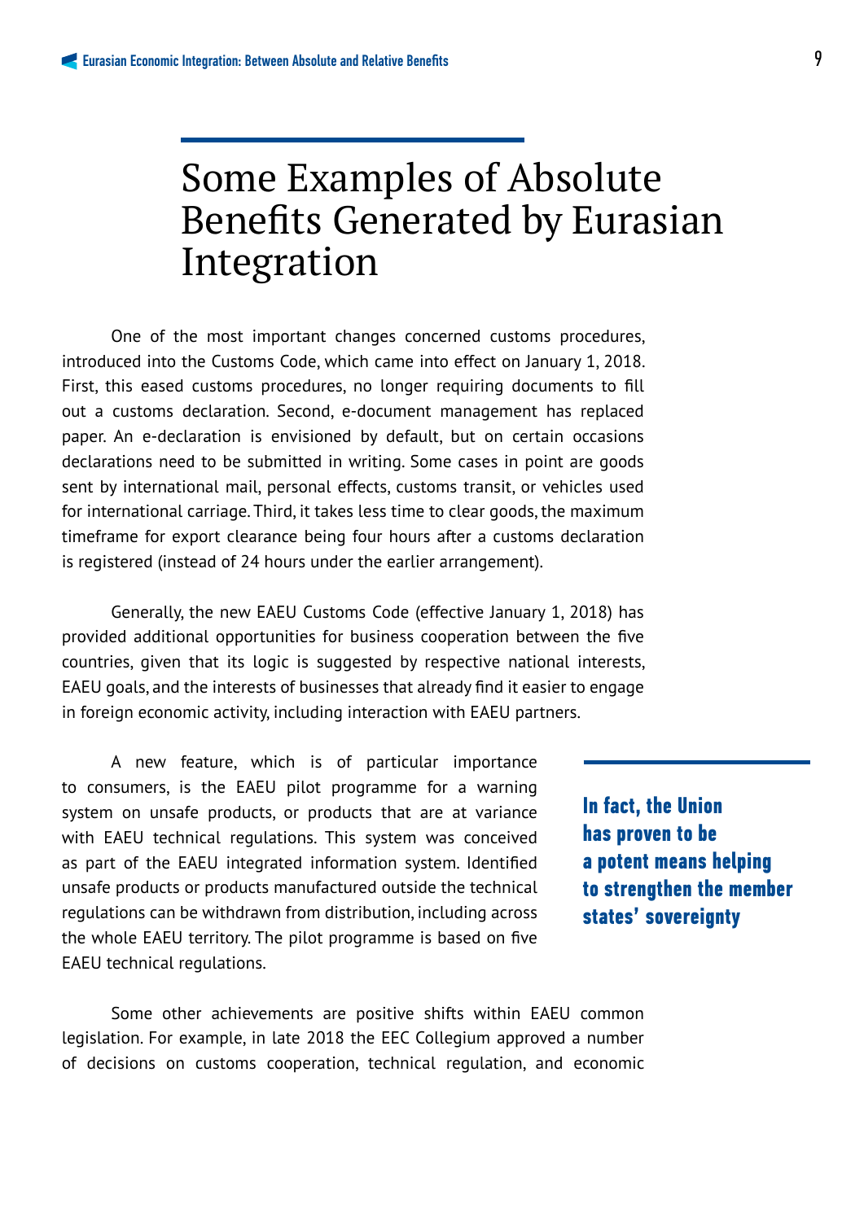# Some Examples of Absolute Benefits Generated by Eurasian Integration

One of the most important changes concerned customs procedures, introduced into the Customs Code, which came into effect on January 1, 2018. First, this eased customs procedures, no longer requiring documents to fill out a customs declaration. Second, e-document management has replaced paper. An e-declaration is envisioned by default, but on certain occasions declarations need to be submitted in writing. Some cases in point are goods sent by international mail, personal effects, customs transit, or vehicles used for international carriage. Third, it takes less time to clear goods, the maximum timeframe for export clearance being four hours after a customs declaration is registered (instead of 24 hours under the earlier arrangement).

Generally, the new EAEU Customs Code (effective January 1, 2018) has provided additional opportunities for business cooperation between the five countries, given that its logic is suggested by respective national interests, EAEU goals, and the interests of businesses that already find it easier to engage in foreign economic activity, including interaction with EAEU partners.

A new feature, which is of particular importance to consumers, is the EAEU pilot programme for a warning system on unsafe products, or products that are at variance with EAEU technical regulations. This system was conceived as part of the EAEU integrated information system. Identified unsafe products or products manufactured outside the technical regulations can be withdrawn from distribution, including across the whole EAEU territory. The pilot programme is based on five EAEU technical regulations.

**In fact, the Union has proven to be a potent means helping to strengthen the member states' sovereignty**

Some other achievements are positive shifts within EAEU common legislation. For example, in late 2018 the EEC Collegium approved a number of decisions on customs cooperation, technical regulation, and economic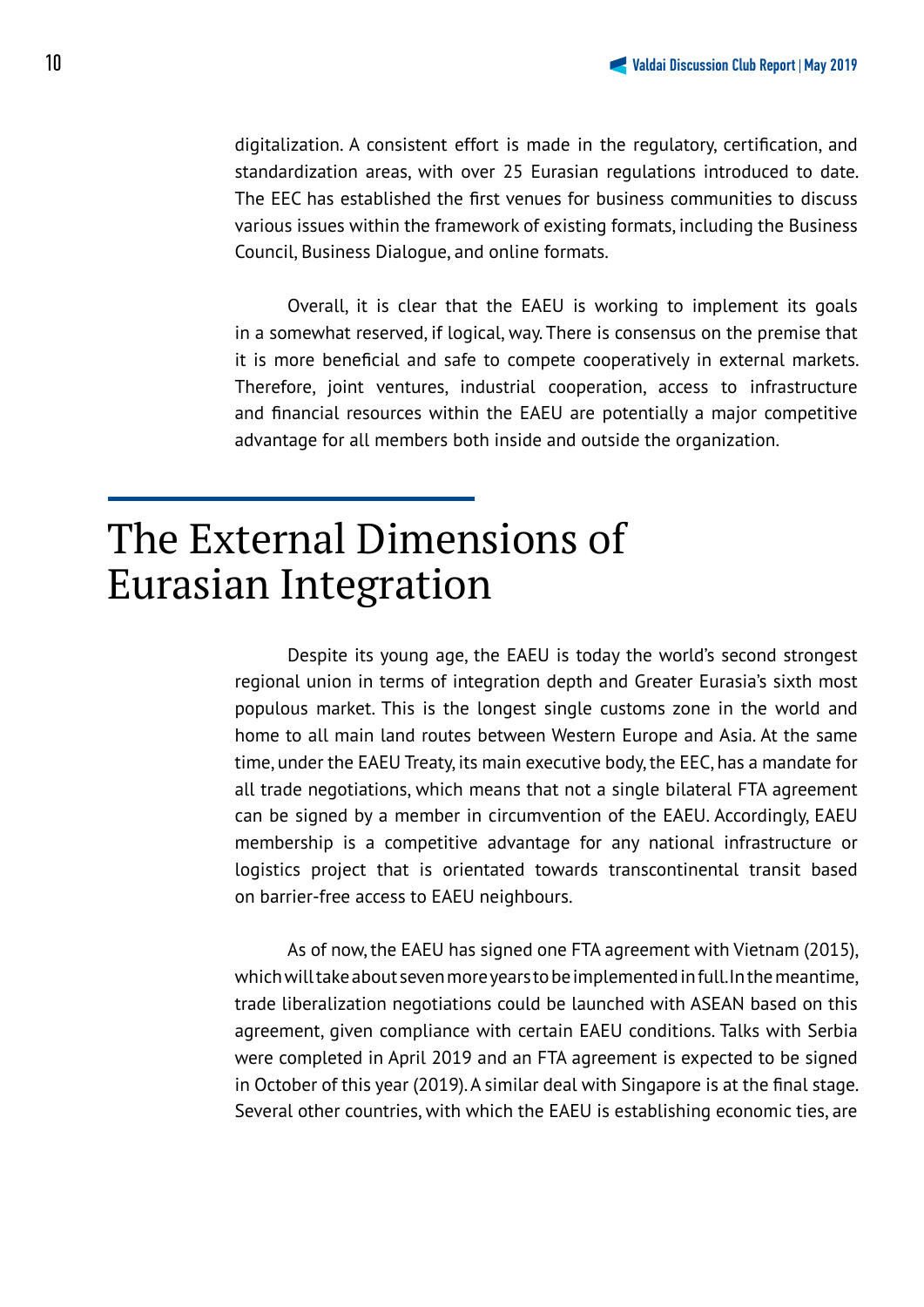digitalization. A consistent effort is made in the regulatory, certification, and standardization areas, with over 25 Eurasian regulations introduced to date. The EEC has established the first venues for business communities to discuss various issues within the framework of existing formats, including the Business Council, Business Dialogue, and online formats.

Overall, it is clear that the EAEU is working to implement its goals in a somewhat reserved, if logical, way. There is consensus on the premise that it is more beneficial and safe to compete cooperatively in external markets. Therefore, joint ventures, industrial cooperation, access to infrastructure and financial resources within the EAEU are potentially a major competitive advantage for all members both inside and outside the organization.

# The External Dimensions of Eurasian Integration

Despite its young age, the EAEU is today the world's second strongest regional union in terms of integration depth and Greater Eurasia's sixth most populous market. This is the longest single customs zone in the world and home to all main land routes between Western Europe and Asia. At the same time, under the EAEU Treaty, its main executive body, the EEC, has a mandate for all trade negotiations, which means that not a single bilateral FTA agreement can be signed by a member in circumvention of the EAEU. Accordingly, EAEU membership is a competitive advantage for any national infrastructure or logistics project that is orientated towards transcontinental transit based on barrier-free access to EAEU neighbours.

As of now, the EAEU has signed one FTA agreement with Vietnam (2015), which will take about seven more years to be implemented in full. In the meantime, trade liberalization negotiations could be launched with ASEAN based on this agreement, given compliance with certain EAEU conditions. Talks with Serbia were completed in April 2019 and an FTA agreement is expected to be signed in October of this year (2019). A similar deal with Singapore is at the final stage. Several other countries, with which the EAEU is establishing economic ties, are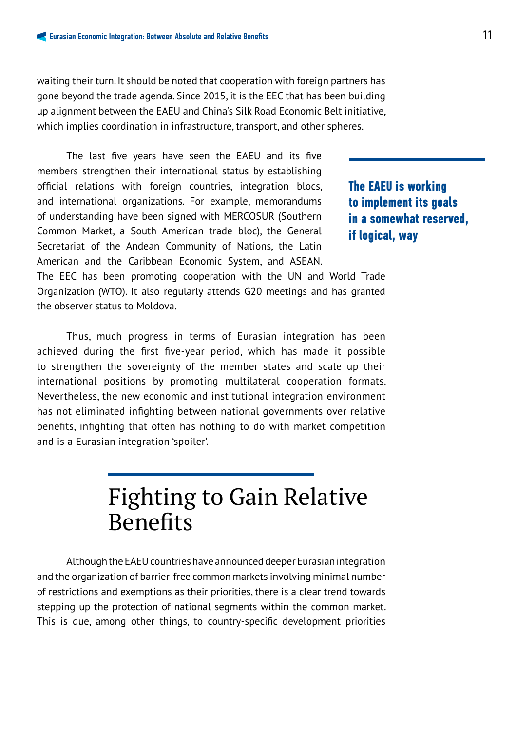waiting their turn. It should be noted that cooperation with foreign partners has gone beyond the trade agenda. Since 2015, it is the EEC that has been building up alignment between the EAEU and China's Silk Road Economic Belt initiative, which implies coordination in infrastructure, transport, and other spheres.

The last five years have seen the EAEU and its five members strengthen their international status by establishing official relations with foreign countries, integration blocs, and international organizations. For example, memorandums of understanding have been signed with MERCOSUR (Southern Common Market, a South American trade bloc), the General Secretariat of the Andean Community of Nations, the Latin American and the Caribbean Economic System, and ASEAN. The EEC has been promoting cooperation with the UN and World Trade Organization (WTO). It also regularly attends G20 meetings and has granted the observer status to Moldova.

**The EAEU is working to implement its goals in a somewhat reserved, if logical, way**

Thus, much progress in terms of Eurasian integration has been achieved during the first five-year period, which has made it possible to strengthen the sovereignty of the member states and scale up their international positions by promoting multilateral cooperation formats. Nevertheless, the new economic and institutional integration environment has not eliminated infighting between national governments over relative benefits, infighting that often has nothing to do with market competition and is a Eurasian integration 'spoiler'.

## Fighting to Gain Relative Benefits

Although the EAEU countries have announced deeper Eurasian integration and the organization of barrier-free common markets involving minimal number of restrictions and exemptions as their priorities, there is a clear trend towards stepping up the protection of national segments within the common market. This is due, among other things, to country-specific development priorities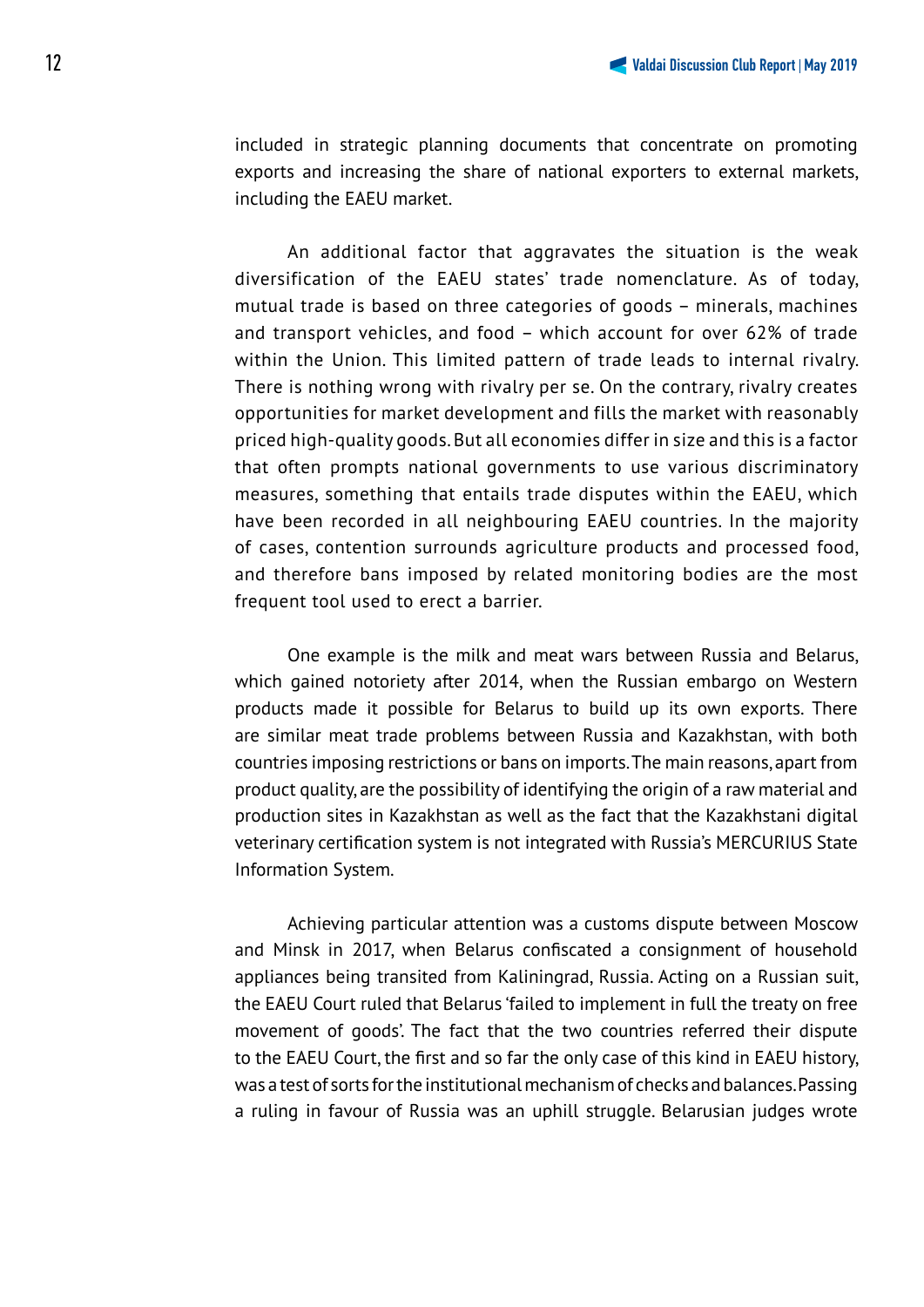included in strategic planning documents that concentrate on promoting exports and increasing the share of national exporters to external markets, including the EAEU market.

An additional factor that aggravates the situation is the weak diversification of the EAEU states' trade nomenclature. As of today, mutual trade is based on three categories of goods – minerals, machines and transport vehicles, and food – which account for over 62% of trade within the Union. This limited pattern of trade leads to internal rivalry. There is nothing wrong with rivalry per se. On the contrary, rivalry creates opportunities for market development and fills the market with reasonably priced high-quality goods. But all economies differ in size and this is a factor that often prompts national governments to use various discriminatory measures, something that entails trade disputes within the EAEU, which have been recorded in all neighbouring EAEU countries. In the majority of cases, contention surrounds agriculture products and processed food, and therefore bans imposed by related monitoring bodies are the most frequent tool used to erect a barrier.

One example is the milk and meat wars between Russia and Belarus, which gained notoriety after 2014, when the Russian embargo on Western products made it possible for Belarus to build up its own exports. There are similar meat trade problems between Russia and Kazakhstan, with both countries imposing restrictions or bans on imports. The main reasons, apart from product quality, are the possibility of identifying the origin of a raw material and production sites in Kazakhstan as well as the fact that the Kazakhstani digital veterinary certification system is not integrated with Russia's MERCURIUS State Information System.

Achieving particular attention was a customs dispute between Moscow and Minsk in 2017, when Belarus confiscated a consignment of household appliances being transited from Kaliningrad, Russia. Acting on a Russian suit, the EAEU Court ruled that Belarus 'failed to implement in full the treaty on free movement of goods'. The fact that the two countries referred their dispute to the EAEU Court, the first and so far the only case of this kind in EAEU history, was a test of sorts for the institutional mechanism of checks and balances. Passing a ruling in favour of Russia was an uphill struggle. Belarusian judges wrote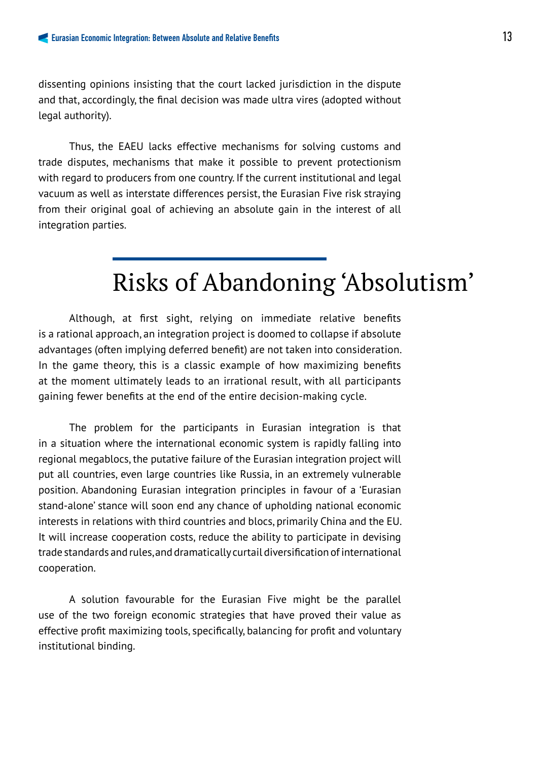dissenting opinions insisting that the court lacked jurisdiction in the dispute and that, accordingly, the final decision was made ultra vires (adopted without legal authority).

Thus, the EAEU lacks effective mechanisms for solving customs and trade disputes, mechanisms that make it possible to prevent protectionism with regard to producers from one country. If the current institutional and legal vacuum as well as interstate differences persist, the Eurasian Five risk straying from their original goal of achieving an absolute gain in the interest of all integration parties.

## Risks of Abandoning 'Absolutism'

Although, at first sight, relying on immediate relative benefits is a rational approach, an integration project is doomed to collapse if absolute advantages (often implying deferred benefit) are not taken into consideration. In the game theory, this is a classic example of how maximizing benefits at the moment ultimately leads to an irrational result, with all participants gaining fewer benefits at the end of the entire decision-making cycle.

The problem for the participants in Eurasian integration is that in a situation where the international economic system is rapidly falling into regional megablocs, the putative failure of the Eurasian integration project will put all countries, even large countries like Russia, in an extremely vulnerable position. Abandoning Eurasian integration principles in favour of a 'Eurasian stand-alone' stance will soon end any chance of upholding national economic interests in relations with third countries and blocs, primarily China and the EU. It will increase cooperation costs, reduce the ability to participate in devising trade standards and rules, and dramatically curtail diversification of international cooperation.

A solution favourable for the Eurasian Five might be the parallel use of the two foreign economic strategies that have proved their value as effective profit maximizing tools, specifically, balancing for profit and voluntary institutional binding.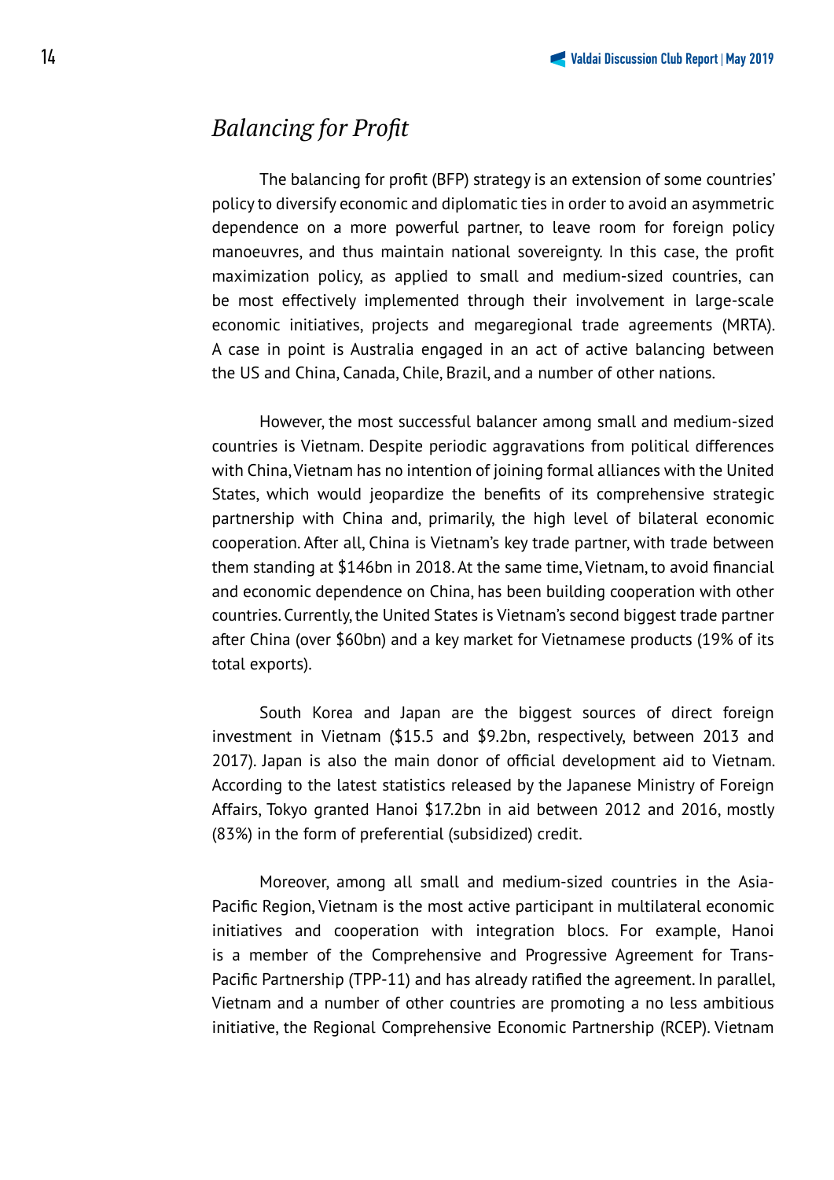## *Balancing for Profit*

The balancing for profit (BFP) strategy is an extension of some countries' policy to diversify economic and diplomatic ties in order to avoid an asymmetric dependence on a more powerful partner, to leave room for foreign policy manoeuvres, and thus maintain national sovereignty. In this case, the profit maximization policy, as applied to small and medium-sized countries, can be most effectively implemented through their involvement in large-scale economic initiatives, projects and megaregional trade agreements (MRTA). A case in point is Australia engaged in an act of active balancing between the US and China, Canada, Chile, Brazil, and a number of other nations.

However, the most successful balancer among small and medium-sized countries is Vietnam. Despite periodic aggravations from political differences with China, Vietnam has no intention of joining formal alliances with the United States, which would jeopardize the benefits of its comprehensive strategic partnership with China and, primarily, the high level of bilateral economic cooperation. After all, China is Vietnam's key trade partner, with trade between them standing at $146bn in 2018. At the same time, Vietnam, to avoid financial and economic dependence on China, has been building cooperation with other countries. Currently, the United States is Vietnam's second biggest trade partner after China (over $60bn) and a key market for Vietnamese products (19% of its total exports).

South Korea and Japan are the biggest sources of direct foreign investment in Vietnam ($15.5 and $9.2bn, respectively, between 2013 and 2017). Japan is also the main donor of official development aid to Vietnam. According to the latest statistics released by the Japanese Ministry of Foreign Affairs, Tokyo granted Hanoi $17.2bn in aid between 2012 and 2016, mostly (83%) in the form of preferential (subsidized) credit.

Moreover, among all small and medium-sized countries in the Asia-Pacific Region, Vietnam is the most active participant in multilateral economic initiatives and cooperation with integration blocs. For example, Hanoi is a member of the Comprehensive and Progressive Agreement for Trans-Pacific Partnership (TPP-11) and has already ratified the agreement. In parallel, Vietnam and a number of other countries are promoting a no less ambitious initiative, the Regional Comprehensive Economic Partnership (RCEP). Vietnam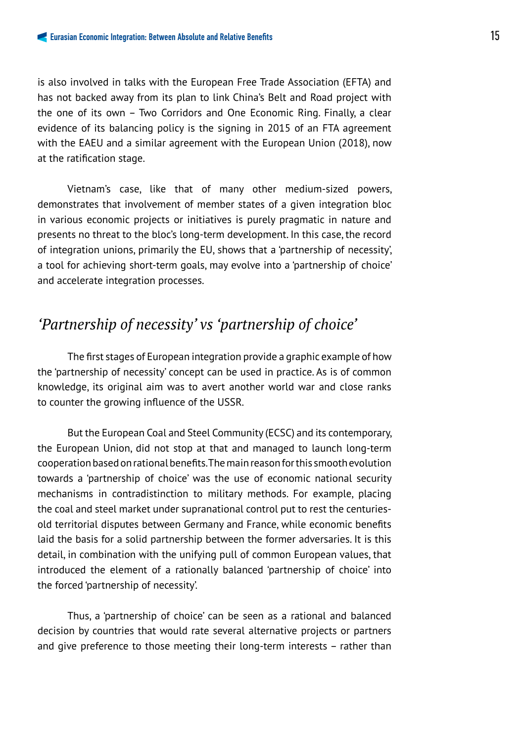is also involved in talks with the European Free Trade Association (EFTA) and has not backed away from its plan to link China's Belt and Road project with the one of its own – Two Corridors and One Economic Ring. Finally, a clear evidence of its balancing policy is the signing in 2015 of an FTA agreement with the EAEU and a similar agreement with the European Union (2018), now at the ratification stage.

Vietnam's case, like that of many other medium-sized powers, demonstrates that involvement of member states of a given integration bloc in various economic projects or initiatives is purely pragmatic in nature and presents no threat to the bloc's long-term development. In this case, the record of integration unions, primarily the EU, shows that a 'partnership of necessity', a tool for achieving short-term goals, may evolve into a 'partnership of choice' and accelerate integration processes.

## *'Partnership of necessity' vs 'partnership of choice'*

The first stages of European integration provide a graphic example of how the 'partnership of necessity' concept can be used in practice. As is of common knowledge, its original aim was to avert another world war and close ranks to counter the growing influence of the USSR.

But the European Coal and Steel Community (ECSC) and its contemporary, the European Union, did not stop at that and managed to launch long-term cooperation based on rational benefits. The main reason for this smooth evolution towards a 'partnership of choice' was the use of economic national security mechanisms in contradistinction to military methods. For example, placing the coal and steel market under supranational control put to rest the centuries-old territorial disputes between Germany and France, while economic benefits laid the basis for a solid partnership between the former adversaries. It is this detail, in combination with the unifying pull of common European values, that introduced the element of a rationally balanced 'partnership of choice' into the forced 'partnership of necessity'.

Thus, a 'partnership of choice' can be seen as a rational and balanced decision by countries that would rate several alternative projects or partners and give preference to those meeting their long-term interests – rather than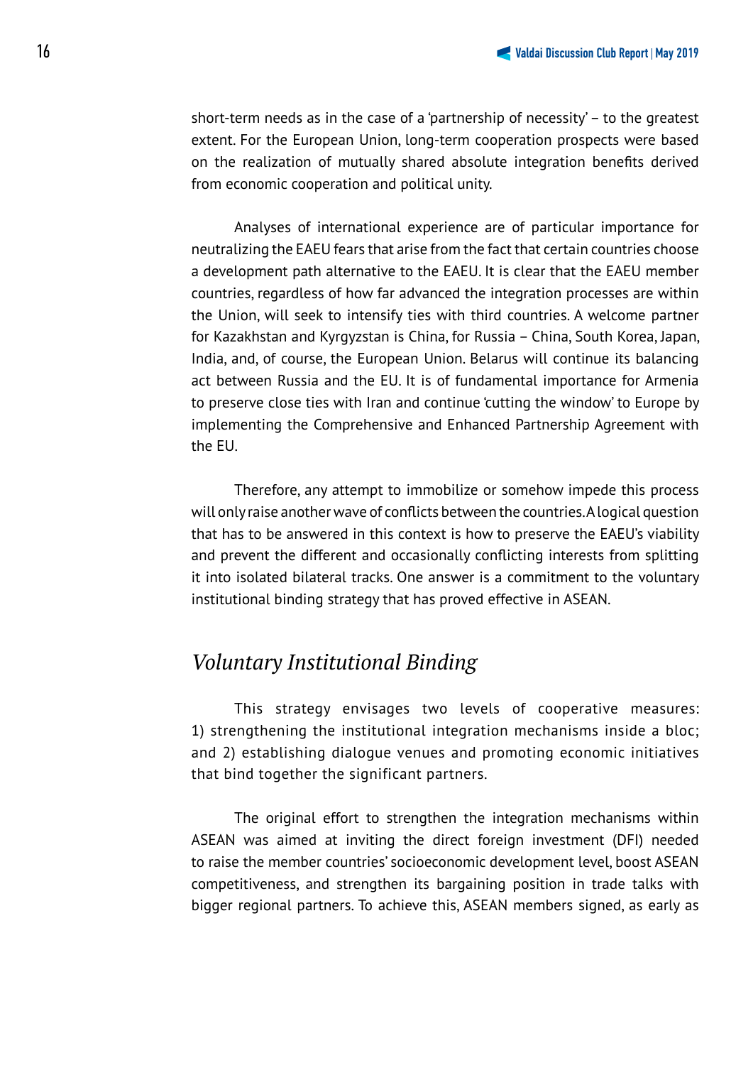short-term needs as in the case of a 'partnership of necessity' – to the greatest extent. For the European Union, long-term cooperation prospects were based on the realization of mutually shared absolute integration benefits derived from economic cooperation and political unity.

Analyses of international experience are of particular importance for neutralizing the EAEU fears that arise from the fact that certain countries choose a development path alternative to the EAEU. It is clear that the EAEU member countries, regardless of how far advanced the integration processes are within the Union, will seek to intensify ties with third countries. A welcome partner for Kazakhstan and Kyrgyzstan is China, for Russia – China, South Korea, Japan, India, and, of course, the European Union. Belarus will continue its balancing act between Russia and the EU. It is of fundamental importance for Armenia to preserve close ties with Iran and continue 'cutting the window' to Europe by implementing the Comprehensive and Enhanced Partnership Agreement with the EU.

Therefore, any attempt to immobilize or somehow impede this process will only raise another wave of conflicts between the countries. A logical question that has to be answered in this context is how to preserve the EAEU's viability and prevent the different and occasionally conflicting interests from splitting it into isolated bilateral tracks. One answer is a commitment to the voluntary institutional binding strategy that has proved effective in ASEAN.

## *Voluntary Institutional Binding*

This strategy envisages two levels of cooperative measures: 1) strengthening the institutional integration mechanisms inside a bloc; and 2) establishing dialogue venues and promoting economic initiatives that bind together the significant partners.

The original effort to strengthen the integration mechanisms within ASEAN was aimed at inviting the direct foreign investment (DFI) needed to raise the member countries' socioeconomic development level, boost ASEAN competitiveness, and strengthen its bargaining position in trade talks with bigger regional partners. To achieve this, ASEAN members signed, as early as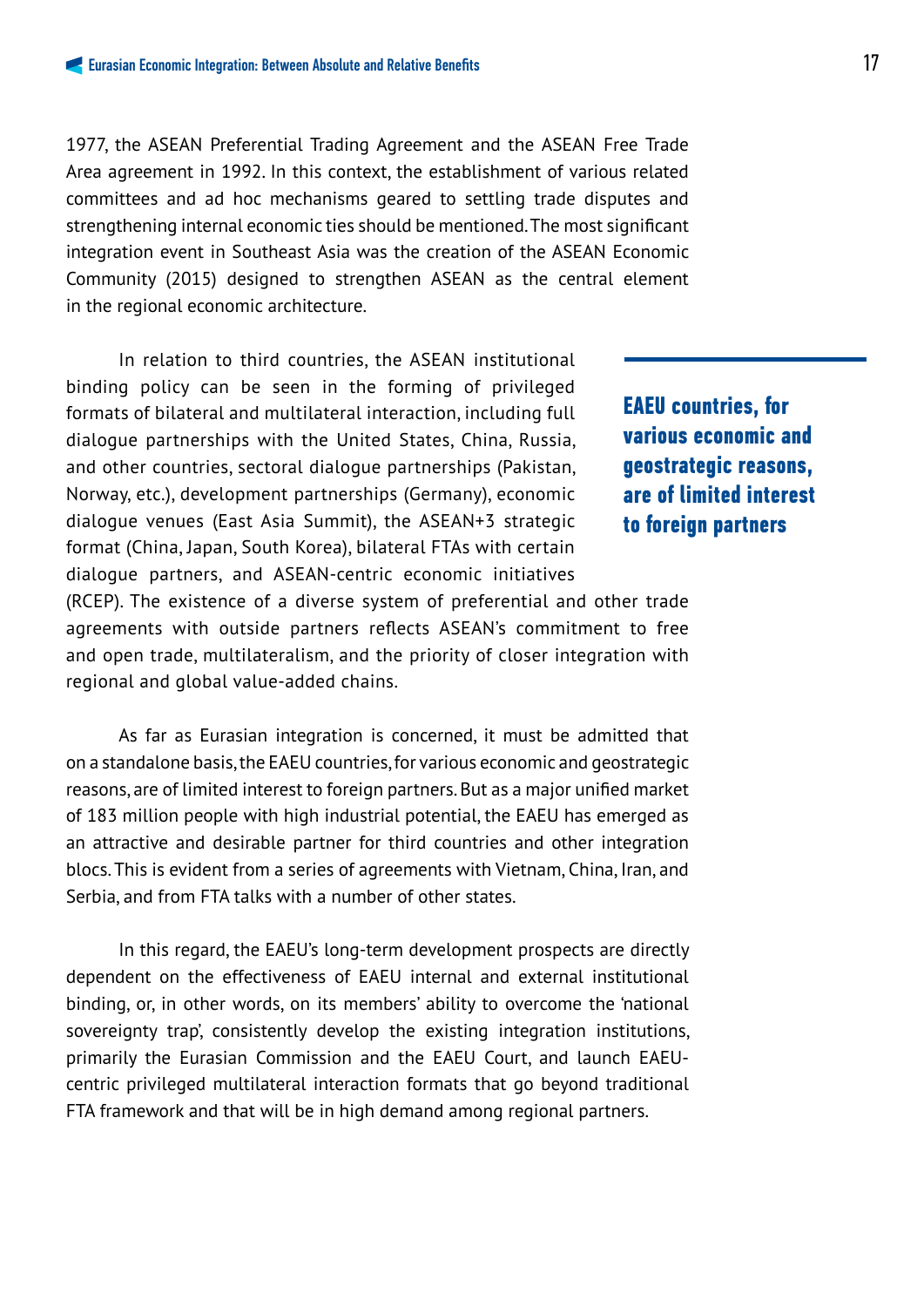1977, the ASEAN Preferential Trading Agreement and the ASEAN Free Trade Area agreement in 1992. In this context, the establishment of various related committees and ad hoc mechanisms geared to settling trade disputes and strengthening internal economic ties should be mentioned. The most significant integration event in Southeast Asia was the creation of the ASEAN Economic Community (2015) designed to strengthen ASEAN as the central element in the regional economic architecture.

In relation to third countries, the ASEAN institutional binding policy can be seen in the forming of privileged formats of bilateral and multilateral interaction, including full dialogue partnerships with the United States, China, Russia, and other countries, sectoral dialogue partnerships (Pakistan, Norway, etc.), development partnerships (Germany), economic dialogue venues (East Asia Summit), the ASEAN+3 strategic format (China, Japan, South Korea), bilateral FTAs with certain dialogue partners, and ASEAN-centric economic initiatives (RCEP). The existence of a diverse system of preferential and other trade agreements with outside partners reflects ASEAN's commitment to free and open trade, multilateralism, and the priority of closer integration with regional and global value-added chains.

**EAEU countries, for various economic and geostrategic reasons, are of limited interest to foreign partners**

As far as Eurasian integration is concerned, it must be admitted that on a standalone basis, the EAEU countries, for various economic and geostrategic reasons, are of limited interest to foreign partners. But as a major unified market of 183 million people with high industrial potential, the EAEU has emerged as an attractive and desirable partner for third countries and other integration blocs. This is evident from a series of agreements with Vietnam, China, Iran, and Serbia, and from FTA talks with a number of other states.

In this regard, the EAEU's long-term development prospects are directly dependent on the effectiveness of EAEU internal and external institutional binding, or, in other words, on its members' ability to overcome the 'national sovereignty trap', consistently develop the existing integration institutions, primarily the Eurasian Commission and the EAEU Court, and launch EAEU-centric privileged multilateral interaction formats that go beyond traditional FTA framework and that will be in high demand among regional partners.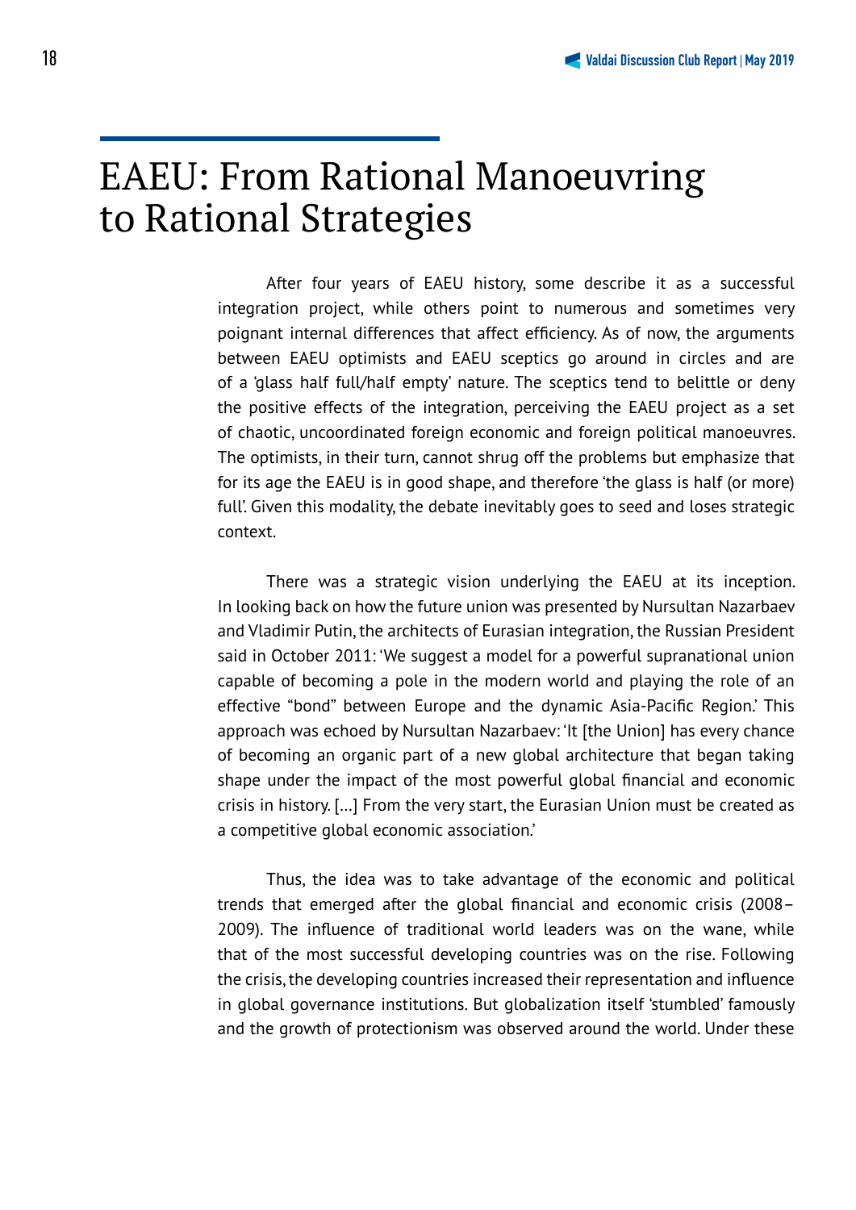# EAEU: From Rational Manoeuvring to Rational Strategies

After four years of EAEU history, some describe it as a successful integration project, while others point to numerous and sometimes very poignant internal differences that affect efficiency. As of now, the arguments between EAEU optimists and EAEU sceptics go around in circles and are of a 'glass half full/half empty' nature. The sceptics tend to belittle or deny the positive effects of the integration, perceiving the EAEU project as a set of chaotic, uncoordinated foreign economic and foreign political manoeuvres. The optimists, in their turn, cannot shrug off the problems but emphasize that for its age the EAEU is in good shape, and therefore 'the glass is half (or more) full'. Given this modality, the debate inevitably goes to seed and loses strategic context.

There was a strategic vision underlying the EAEU at its inception. In looking back on how the future union was presented by Nursultan Nazarbaev and Vladimir Putin, the architects of Eurasian integration, the Russian President said in October 2011: 'We suggest a model for a powerful supranational union capable of becoming a pole in the modern world and playing the role of an effective "bond" between Europe and the dynamic Asia-Pacific Region.' This approach was echoed by Nursultan Nazarbaev: 'It [the Union] has every chance of becoming an organic part of a new global architecture that began taking shape under the impact of the most powerful global financial and economic crisis in history. […] From the very start, the Eurasian Union must be created as a competitive global economic association.'

Thus, the idea was to take advantage of the economic and political trends that emerged after the global financial and economic crisis (2008–2009). The influence of traditional world leaders was on the wane, while that of the most successful developing countries was on the rise. Following the crisis, the developing countries increased their representation and influence in global governance institutions. But globalization itself 'stumbled' famously and the growth of protectionism was observed around the world. Under these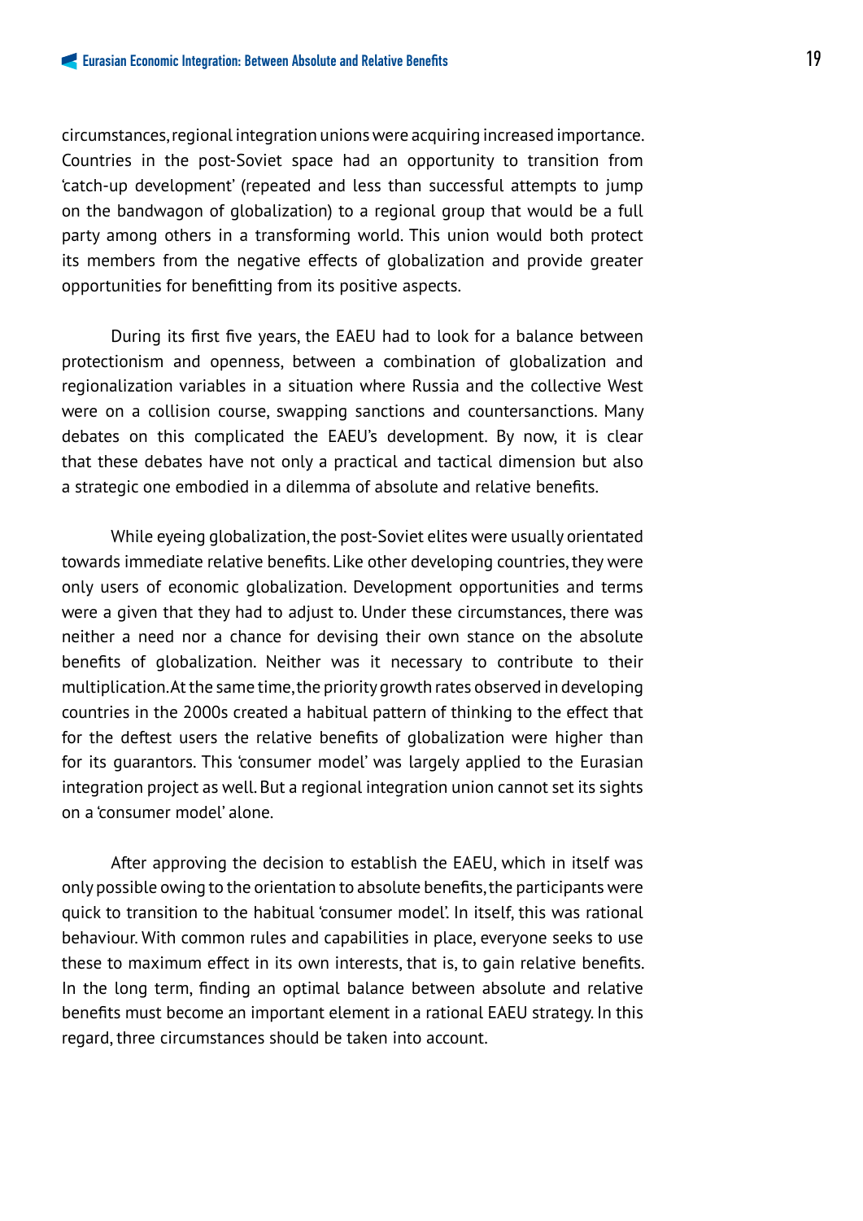circumstances, regional integration unions were acquiring increased importance. Countries in the post-Soviet space had an opportunity to transition from 'catch-up development' (repeated and less than successful attempts to jump on the bandwagon of globalization) to a regional group that would be a full party among others in a transforming world. This union would both protect its members from the negative effects of globalization and provide greater opportunities for benefitting from its positive aspects.

During its first five years, the EAEU had to look for a balance between protectionism and openness, between a combination of globalization and regionalization variables in a situation where Russia and the collective West were on a collision course, swapping sanctions and countersanctions. Many debates on this complicated the EAEU's development. By now, it is clear that these debates have not only a practical and tactical dimension but also a strategic one embodied in a dilemma of absolute and relative benefits.

While eyeing globalization, the post-Soviet elites were usually orientated towards immediate relative benefits. Like other developing countries, they were only users of economic globalization. Development opportunities and terms were a given that they had to adjust to. Under these circumstances, there was neither a need nor a chance for devising their own stance on the absolute benefits of globalization. Neither was it necessary to contribute to their multiplication. At the same time, the priority growth rates observed in developing countries in the 2000s created a habitual pattern of thinking to the effect that for the deftest users the relative benefits of globalization were higher than for its guarantors. This 'consumer model' was largely applied to the Eurasian integration project as well. But a regional integration union cannot set its sights on a 'consumer model' alone.

After approving the decision to establish the EAEU, which in itself was only possible owing to the orientation to absolute benefits, the participants were quick to transition to the habitual 'consumer model'. In itself, this was rational behaviour. With common rules and capabilities in place, everyone seeks to use these to maximum effect in its own interests, that is, to gain relative benefits. In the long term, finding an optimal balance between absolute and relative benefits must become an important element in a rational EAEU strategy. In this regard, three circumstances should be taken into account.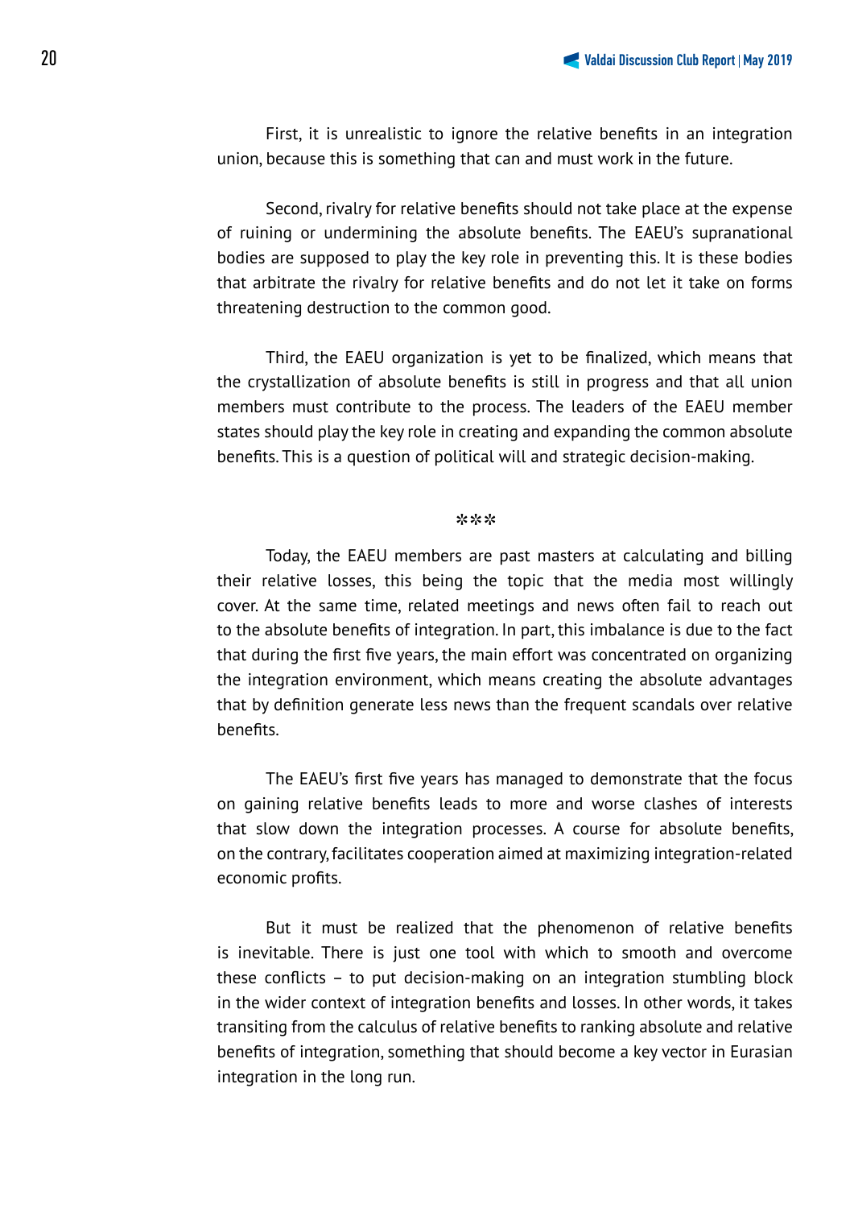First, it is unrealistic to ignore the relative benefits in an integration union, because this is something that can and must work in the future.

Second, rivalry for relative benefits should not take place at the expense of ruining or undermining the absolute benefits. The EAEU's supranational bodies are supposed to play the key role in preventing this. It is these bodies that arbitrate the rivalry for relative benefits and do not let it take on forms threatening destruction to the common good.

Third, the EAEU organization is yet to be finalized, which means that the crystallization of absolute benefits is still in progress and that all union members must contribute to the process. The leaders of the EAEU member states should play the key role in creating and expanding the common absolute benefits. This is a question of political will and strategic decision-making.

***

Today, the EAEU members are past masters at calculating and billing their relative losses, this being the topic that the media most willingly cover. At the same time, related meetings and news often fail to reach out to the absolute benefits of integration. In part, this imbalance is due to the fact that during the first five years, the main effort was concentrated on organizing the integration environment, which means creating the absolute advantages that by definition generate less news than the frequent scandals over relative benefits.

The EAEU's first five years has managed to demonstrate that the focus on gaining relative benefits leads to more and worse clashes of interests that slow down the integration processes. A course for absolute benefits, on the contrary, facilitates cooperation aimed at maximizing integration-related economic profits.

But it must be realized that the phenomenon of relative benefits is inevitable. There is just one tool with which to smooth and overcome these conflicts – to put decision-making on an integration stumbling block in the wider context of integration benefits and losses. In other words, it takes transiting from the calculus of relative benefits to ranking absolute and relative benefits of integration, something that should become a key vector in Eurasian integration in the long run.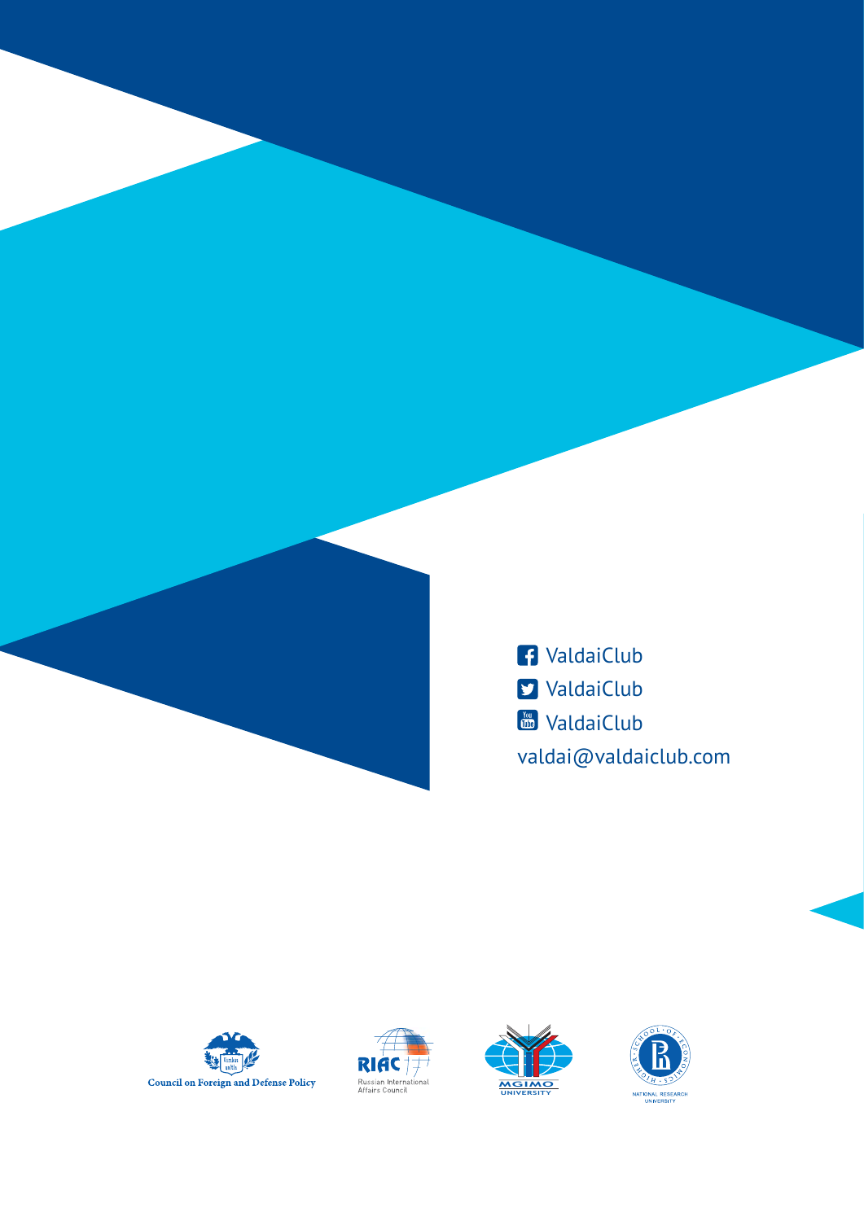ValdaiClub

ValdaiClub

ValdaiClub

valdai@valdaiclub.com

Council on Foreign and Defense Policy

RIAC Russian International Affairs Council

MGIMO UNIVERSITY

NATIONAL RESEARCH UNIVERSITY